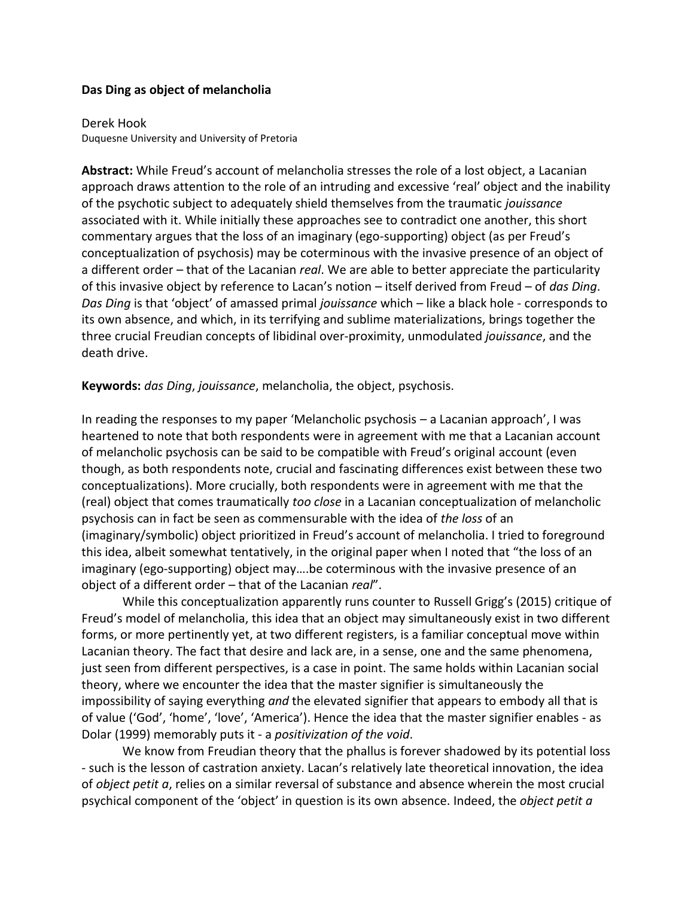**Das Ding as object of melancholia**

Derek Hook
Duquesne University and University of Pretoria

**Abstract:** While Freud's account of melancholia stresses the role of a lost object, a Lacanian approach draws attention to the role of an intruding and excessive 'real' object and the inability of the psychotic subject to adequately shield themselves from the traumatic *jouissance* associated with it. While initially these approaches see to contradict one another, this short commentary argues that the loss of an imaginary (ego-supporting) object (as per Freud's conceptualization of psychosis) may be coterminous with the invasive presence of an object of a different order – that of the Lacanian *real*. We are able to better appreciate the particularity of this invasive object by reference to Lacan's notion – itself derived from Freud – of *das Ding*. *Das Ding* is that 'object' of amassed primal *jouissance* which – like a black hole - corresponds to its own absence, and which, in its terrifying and sublime materializations, brings together the three crucial Freudian concepts of libidinal over-proximity, unmodulated *jouissance*, and the death drive.

**Keywords:** *das Ding*, *jouissance*, melancholia, the object, psychosis.

In reading the responses to my paper 'Melancholic psychosis – a Lacanian approach', I was heartened to note that both respondents were in agreement with me that a Lacanian account of melancholic psychosis can be said to be compatible with Freud's original account (even though, as both respondents note, crucial and fascinating differences exist between these two conceptualizations). More crucially, both respondents were in agreement with me that the (real) object that comes traumatically *too close* in a Lacanian conceptualization of melancholic psychosis can in fact be seen as commensurable with the idea of *the loss* of an (imaginary/symbolic) object prioritized in Freud's account of melancholia. I tried to foreground this idea, albeit somewhat tentatively, in the original paper when I noted that "the loss of an imaginary (ego-supporting) object may….be coterminous with the invasive presence of an object of a different order – that of the Lacanian *real*".

While this conceptualization apparently runs counter to Russell Grigg's (2015) critique of Freud's model of melancholia, this idea that an object may simultaneously exist in two different forms, or more pertinently yet, at two different registers, is a familiar conceptual move within Lacanian theory. The fact that desire and lack are, in a sense, one and the same phenomena, just seen from different perspectives, is a case in point. The same holds within Lacanian social theory, where we encounter the idea that the master signifier is simultaneously the impossibility of saying everything *and* the elevated signifier that appears to embody all that is of value ('God', 'home', 'love', 'America'). Hence the idea that the master signifier enables - as Dolar (1999) memorably puts it - a *positivization of the void*.

We know from Freudian theory that the phallus is forever shadowed by its potential loss - such is the lesson of castration anxiety. Lacan's relatively late theoretical innovation, the idea of *object petit a*, relies on a similar reversal of substance and absence wherein the most crucial psychical component of the 'object' in question is its own absence. Indeed, the *object petit a*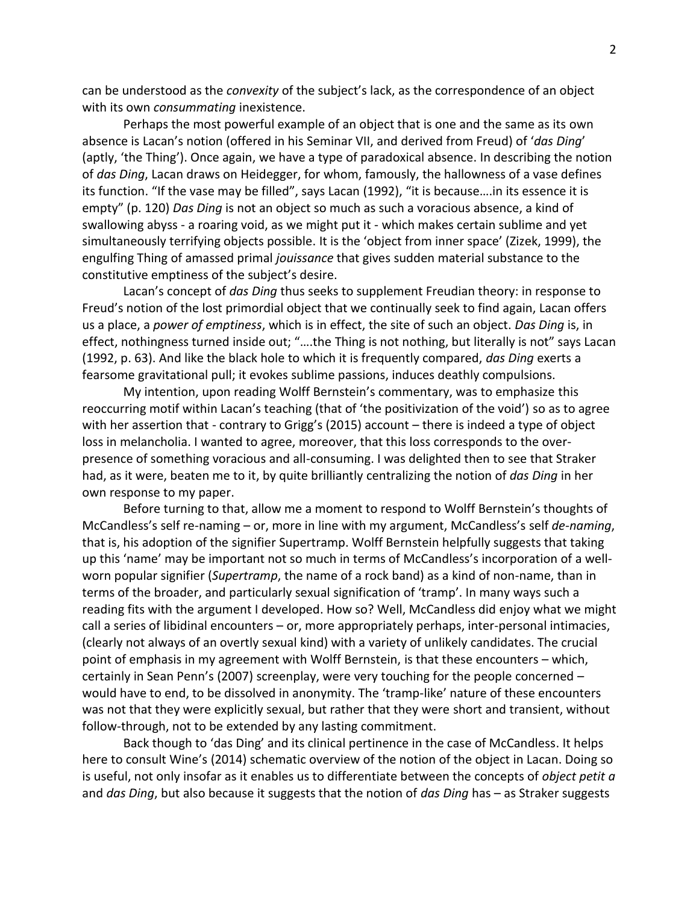can be understood as the *convexity* of the subject's lack, as the correspondence of an object with its own *consummating* inexistence.

Perhaps the most powerful example of an object that is one and the same as its own absence is Lacan's notion (offered in his Seminar VII, and derived from Freud) of '*das Ding*' (aptly, 'the Thing'). Once again, we have a type of paradoxical absence. In describing the notion of *das Ding*, Lacan draws on Heidegger, for whom, famously, the hallowness of a vase defines its function. "If the vase may be filled", says Lacan (1992), "it is because….in its essence it is empty" (p. 120) *Das Ding* is not an object so much as such a voracious absence, a kind of swallowing abyss - a roaring void, as we might put it - which makes certain sublime and yet simultaneously terrifying objects possible. It is the 'object from inner space' (Zizek, 1999), the engulfing Thing of amassed primal *jouissance* that gives sudden material substance to the constitutive emptiness of the subject's desire.

Lacan's concept of *das Ding* thus seeks to supplement Freudian theory: in response to Freud's notion of the lost primordial object that we continually seek to find again, Lacan offers us a place, a *power of emptiness*, which is in effect, the site of such an object. *Das Ding* is, in effect, nothingness turned inside out; "….the Thing is not nothing, but literally is not" says Lacan (1992, p. 63). And like the black hole to which it is frequently compared, *das Ding* exerts a fearsome gravitational pull; it evokes sublime passions, induces deathly compulsions.

My intention, upon reading Wolff Bernstein's commentary, was to emphasize this reoccurring motif within Lacan's teaching (that of 'the positivization of the void') so as to agree with her assertion that - contrary to Grigg's (2015) account – there is indeed a type of object loss in melancholia. I wanted to agree, moreover, that this loss corresponds to the over-presence of something voracious and all-consuming. I was delighted then to see that Straker had, as it were, beaten me to it, by quite brilliantly centralizing the notion of *das Ding* in her own response to my paper.

Before turning to that, allow me a moment to respond to Wolff Bernstein's thoughts of McCandless's self re-naming – or, more in line with my argument, McCandless's self *de-naming*, that is, his adoption of the signifier Supertramp. Wolff Bernstein helpfully suggests that taking up this 'name' may be important not so much in terms of McCandless's incorporation of a well-worn popular signifier (*Supertramp*, the name of a rock band) as a kind of non-name, than in terms of the broader, and particularly sexual signification of 'tramp'. In many ways such a reading fits with the argument I developed. How so? Well, McCandless did enjoy what we might call a series of libidinal encounters – or, more appropriately perhaps, inter-personal intimacies, (clearly not always of an overtly sexual kind) with a variety of unlikely candidates. The crucial point of emphasis in my agreement with Wolff Bernstein, is that these encounters – which, certainly in Sean Penn's (2007) screenplay, were very touching for the people concerned – would have to end, to be dissolved in anonymity. The 'tramp-like' nature of these encounters was not that they were explicitly sexual, but rather that they were short and transient, without follow-through, not to be extended by any lasting commitment.

Back though to 'das Ding' and its clinical pertinence in the case of McCandless. It helps here to consult Wine's (2014) schematic overview of the notion of the object in Lacan. Doing so is useful, not only insofar as it enables us to differentiate between the concepts of *object petit a* and *das Ding*, but also because it suggests that the notion of *das Ding* has – as Straker suggests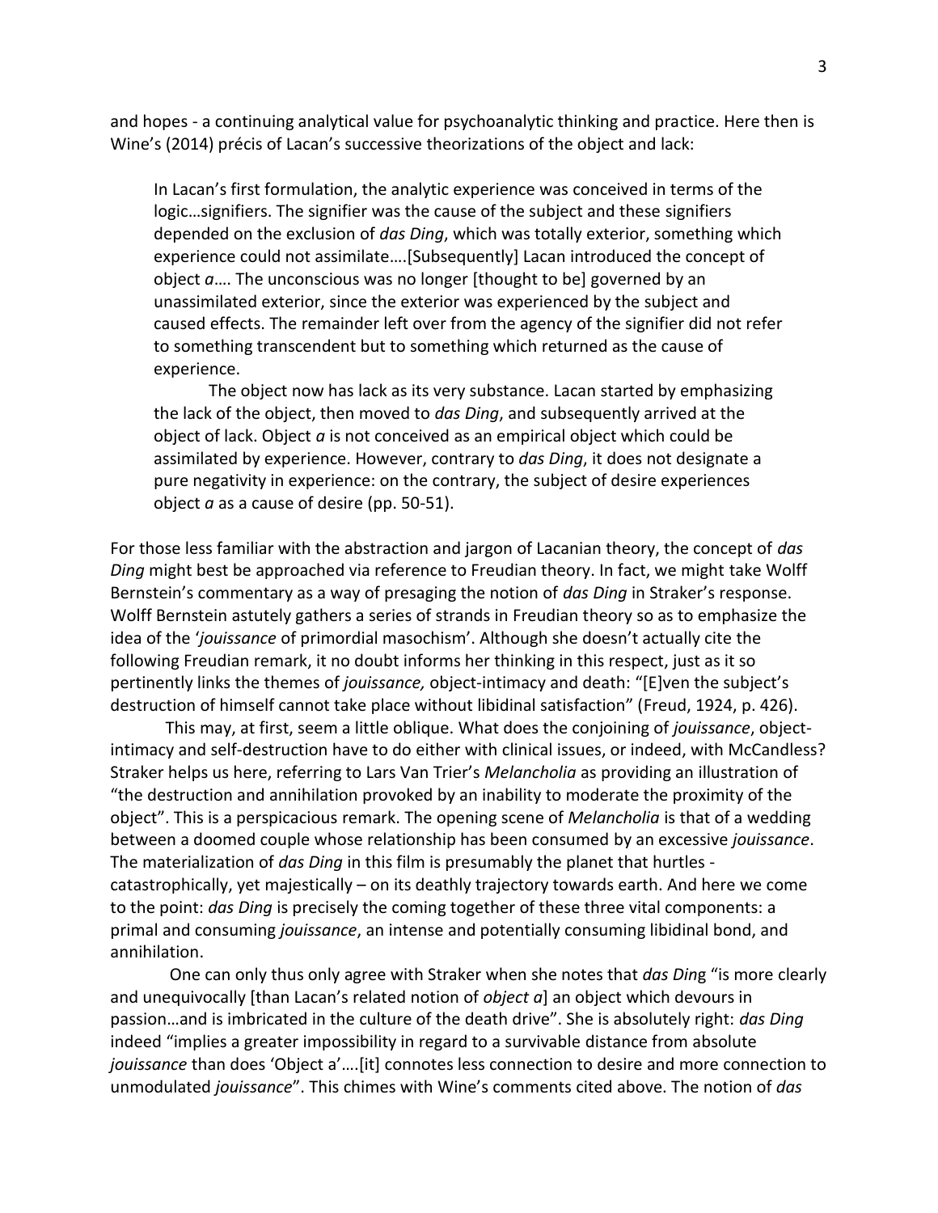and hopes - a continuing analytical value for psychoanalytic thinking and practice. Here then is Wine's (2014) précis of Lacan's successive theorizations of the object and lack:

> In Lacan's first formulation, the analytic experience was conceived in terms of the logic…signifiers. The signifier was the cause of the subject and these signifiers depended on the exclusion of *das Ding*, which was totally exterior, something which experience could not assimilate….[Subsequently] Lacan introduced the concept of object *a*…. The unconscious was no longer [thought to be] governed by an unassimilated exterior, since the exterior was experienced by the subject and caused effects. The remainder left over from the agency of the signifier did not refer to something transcendent but to something which returned as the cause of experience.
>
> The object now has lack as its very substance. Lacan started by emphasizing the lack of the object, then moved to *das Ding*, and subsequently arrived at the object of lack. Object *a* is not conceived as an empirical object which could be assimilated by experience. However, contrary to *das Ding*, it does not designate a pure negativity in experience: on the contrary, the subject of desire experiences object *a* as a cause of desire (pp. 50-51).

For those less familiar with the abstraction and jargon of Lacanian theory, the concept of *das Ding* might best be approached via reference to Freudian theory. In fact, we might take Wolff Bernstein's commentary as a way of presaging the notion of *das Ding* in Straker's response. Wolff Bernstein astutely gathers a series of strands in Freudian theory so as to emphasize the idea of the '*jouissance* of primordial masochism'. Although she doesn't actually cite the following Freudian remark, it no doubt informs her thinking in this respect, just as it so pertinently links the themes of *jouissance,* object-intimacy and death: "[E]ven the subject's destruction of himself cannot take place without libidinal satisfaction" (Freud, 1924, p. 426).

This may, at first, seem a little oblique. What does the conjoining of *jouissance*, object-intimacy and self-destruction have to do either with clinical issues, or indeed, with McCandless? Straker helps us here, referring to Lars Van Trier's *Melancholia* as providing an illustration of "the destruction and annihilation provoked by an inability to moderate the proximity of the object". This is a perspicacious remark. The opening scene of *Melancholia* is that of a wedding between a doomed couple whose relationship has been consumed by an excessive *jouissance*. The materialization of *das Ding* in this film is presumably the planet that hurtles - catastrophically, yet majestically – on its deathly trajectory towards earth. And here we come to the point: *das Ding* is precisely the coming together of these three vital components: a primal and consuming *jouissance*, an intense and potentially consuming libidinal bond, and annihilation.

One can only thus only agree with Straker when she notes that *das Din*g "is more clearly and unequivocally [than Lacan's related notion of *object a*] an object which devours in passion…and is imbricated in the culture of the death drive". She is absolutely right: *das Ding* indeed "implies a greater impossibility in regard to a survivable distance from absolute *jouissance* than does 'Object a'….[it] connotes less connection to desire and more connection to unmodulated *jouissance*". This chimes with Wine's comments cited above. The notion of *das*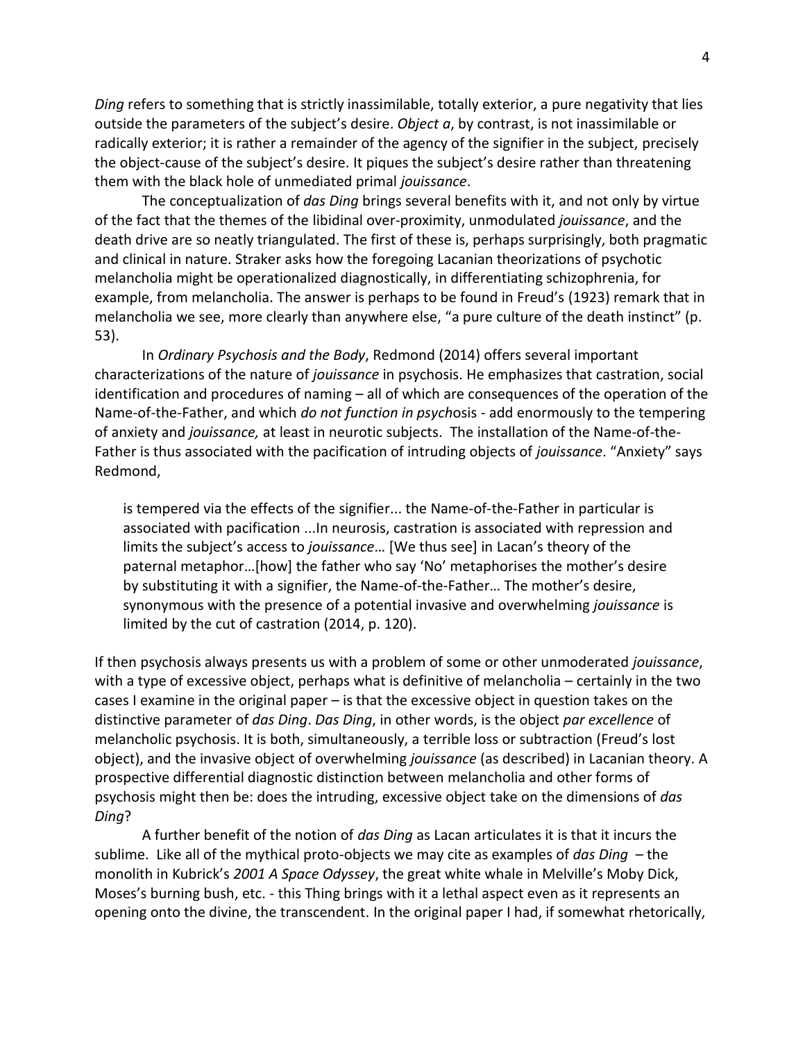*Ding* refers to something that is strictly inassimilable, totally exterior, a pure negativity that lies outside the parameters of the subject's desire. *Object a*, by contrast, is not inassimilable or radically exterior; it is rather a remainder of the agency of the signifier in the subject, precisely the object-cause of the subject's desire. It piques the subject's desire rather than threatening them with the black hole of unmediated primal *jouissance*.

The conceptualization of *das Ding* brings several benefits with it, and not only by virtue of the fact that the themes of the libidinal over-proximity, unmodulated *jouissance*, and the death drive are so neatly triangulated. The first of these is, perhaps surprisingly, both pragmatic and clinical in nature. Straker asks how the foregoing Lacanian theorizations of psychotic melancholia might be operationalized diagnostically, in differentiating schizophrenia, for example, from melancholia. The answer is perhaps to be found in Freud's (1923) remark that in melancholia we see, more clearly than anywhere else, "a pure culture of the death instinct" (p. 53).

In *Ordinary Psychosis and the Body*, Redmond (2014) offers several important characterizations of the nature of *jouissance* in psychosis. He emphasizes that castration, social identification and procedures of naming – all of which are consequences of the operation of the Name-of-the-Father, and which *do not function in psych*osis - add enormously to the tempering of anxiety and *jouissance,* at least in neurotic subjects. The installation of the Name-of-the-Father is thus associated with the pacification of intruding objects of *jouissance*. "Anxiety" says Redmond,

> is tempered via the effects of the signifier... the Name-of-the-Father in particular is associated with pacification ...In neurosis, castration is associated with repression and limits the subject's access to *jouissance*… [We thus see] in Lacan's theory of the paternal metaphor…[how] the father who say 'No' metaphorises the mother's desire by substituting it with a signifier, the Name-of-the-Father… The mother's desire, synonymous with the presence of a potential invasive and overwhelming *jouissance* is limited by the cut of castration (2014, p. 120).

If then psychosis always presents us with a problem of some or other unmoderated *jouissance*, with a type of excessive object, perhaps what is definitive of melancholia – certainly in the two cases I examine in the original paper – is that the excessive object in question takes on the distinctive parameter of *das Ding*. *Das Ding*, in other words, is the object *par excellence* of melancholic psychosis. It is both, simultaneously, a terrible loss or subtraction (Freud's lost object), and the invasive object of overwhelming *jouissance* (as described) in Lacanian theory. A prospective differential diagnostic distinction between melancholia and other forms of psychosis might then be: does the intruding, excessive object take on the dimensions of *das Ding*?

A further benefit of the notion of *das Ding* as Lacan articulates it is that it incurs the sublime. Like all of the mythical proto-objects we may cite as examples of *das Ding* – the monolith in Kubrick's *2001 A Space Odyssey*, the great white whale in Melville's Moby Dick, Moses's burning bush, etc. - this Thing brings with it a lethal aspect even as it represents an opening onto the divine, the transcendent. In the original paper I had, if somewhat rhetorically,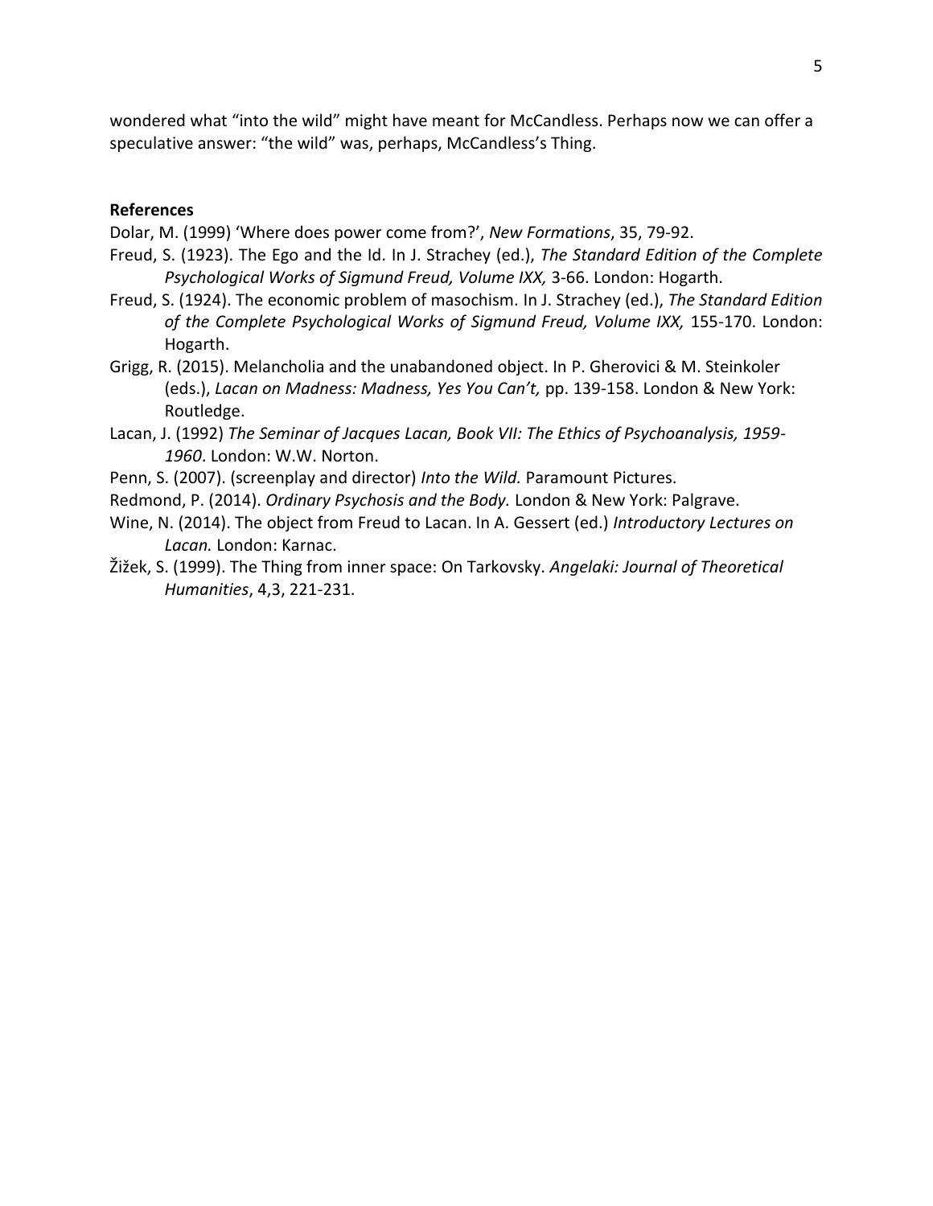wondered what “into the wild” might have meant for McCandless. Perhaps now we can offer a speculative answer: “the wild” was, perhaps, McCandless’s Thing.

**References**

Dolar, M. (1999) ‘Where does power come from?’, *New Formations*, 35, 79-92.

Freud, S. (1923). The Ego and the Id. In J. Strachey (ed.), *The Standard Edition of the Complete Psychological Works of Sigmund Freud, Volume IXX,* 3-66. London: Hogarth.

Freud, S. (1924). The economic problem of masochism. In J. Strachey (ed.), *The Standard Edition of the Complete Psychological Works of Sigmund Freud, Volume IXX,* 155-170. London: Hogarth.

Grigg, R. (2015). Melancholia and the unabandoned object. In P. Gherovici & M. Steinkoler (eds.), *Lacan on Madness: Madness, Yes You Can’t,* pp. 139-158. London & New York: Routledge.

Lacan, J. (1992) *The Seminar of Jacques Lacan, Book VII: The Ethics of Psychoanalysis, 1959-1960*. London: W.W. Norton.

Penn, S. (2007). (screenplay and director) *Into the Wild.* Paramount Pictures.

Redmond, P. (2014). *Ordinary Psychosis and the Body.* London & New York: Palgrave.

Wine, N. (2014). The object from Freud to Lacan. In A. Gessert (ed.) *Introductory Lectures on Lacan.* London: Karnac.

Žižek, S. (1999). The Thing from inner space: On Tarkovsky. *Angelaki: Journal of Theoretical Humanities*, 4,3, 221-231.